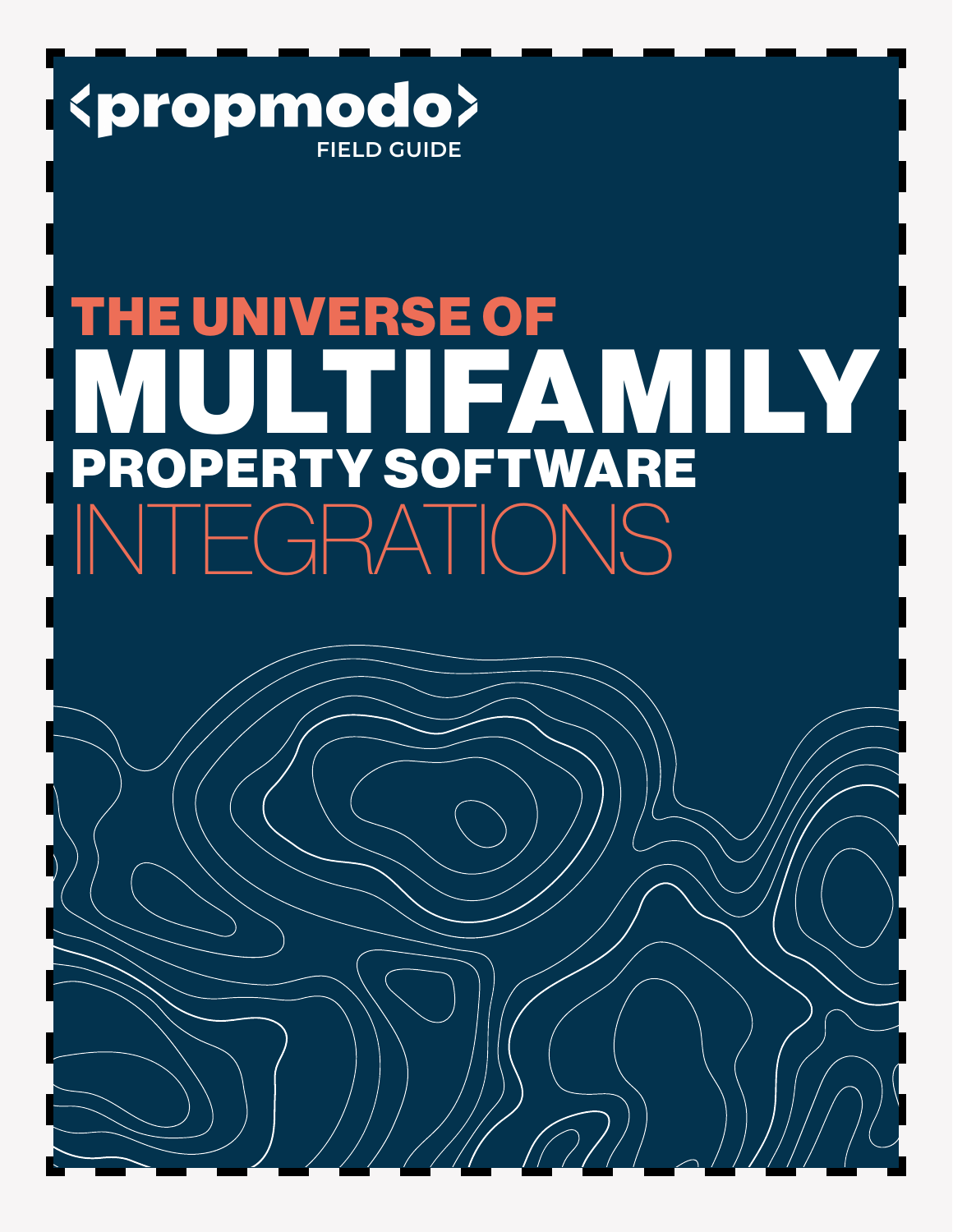<propmodo>

FIELD GUIDE

# THE UNIVERSE OF MULTIFAMILY PROPERTY SOFTWARE INTEGRATIONS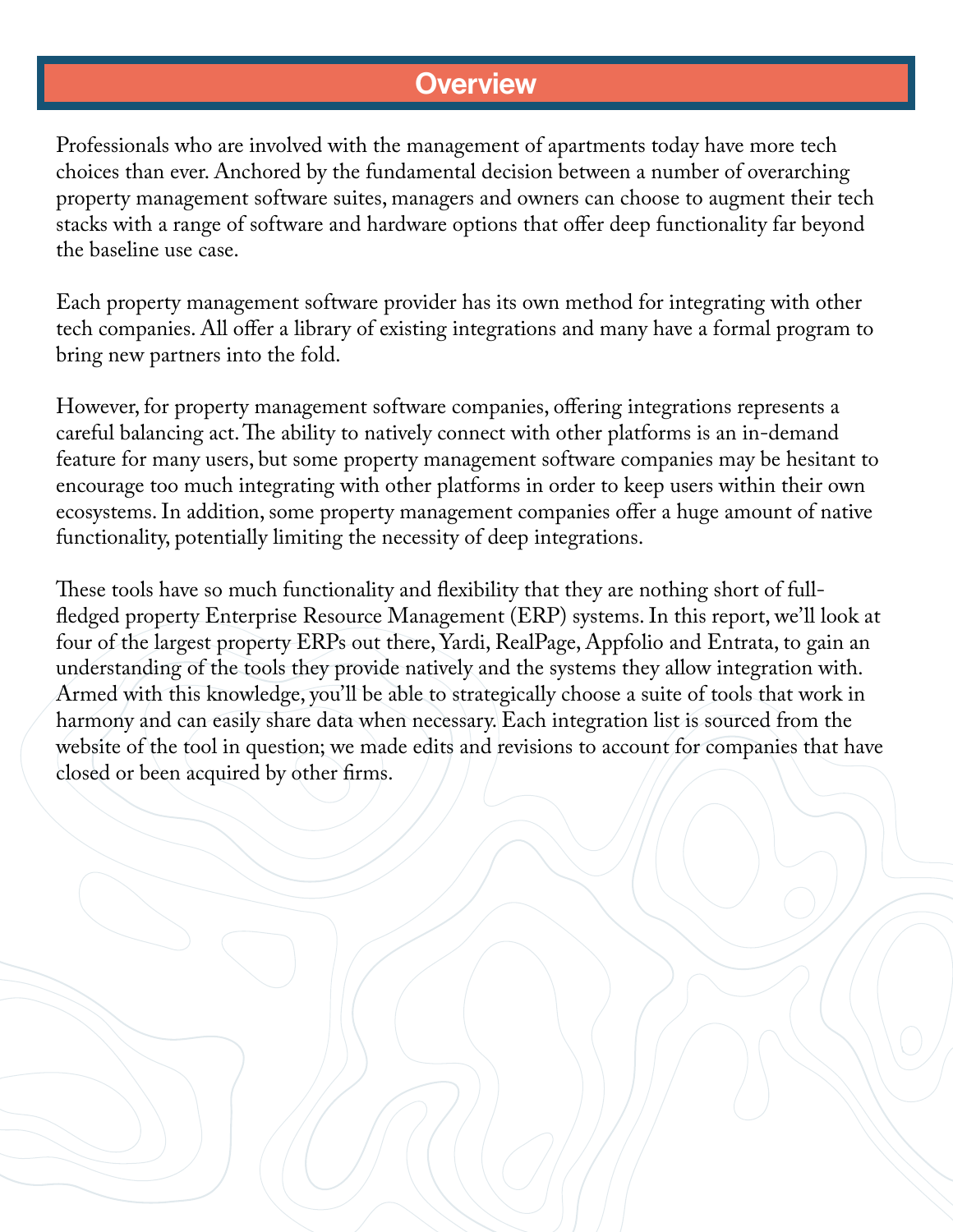# Overview

Professionals who are involved with the management of apartments today have more tech choices than ever. Anchored by the fundamental decision between a number of overarching property management software suites, managers and owners can choose to augment their tech stacks with a range of software and hardware options that offer deep functionality far beyond the baseline use case.

Each property management software provider has its own method for integrating with other tech companies. All offer a library of existing integrations and many have a formal program to bring new partners into the fold.

However, for property management software companies, offering integrations represents a careful balancing act. The ability to natively connect with other platforms is an in-demand feature for many users, but some property management software companies may be hesitant to encourage too much integrating with other platforms in order to keep users within their own ecosystems. In addition, some property management companies offer a huge amount of native functionality, potentially limiting the necessity of deep integrations.

These tools have so much functionality and flexibility that they are nothing short of full-fledged property Enterprise Resource Management (ERP) systems. In this report, we'll look at four of the largest property ERPs out there, Yardi, RealPage, Appfolio and Entrata, to gain an understanding of the tools they provide natively and the systems they allow integration with. Armed with this knowledge, you'll be able to strategically choose a suite of tools that work in harmony and can easily share data when necessary. Each integration list is sourced from the website of the tool in question; we made edits and revisions to account for companies that have closed or been acquired by other firms.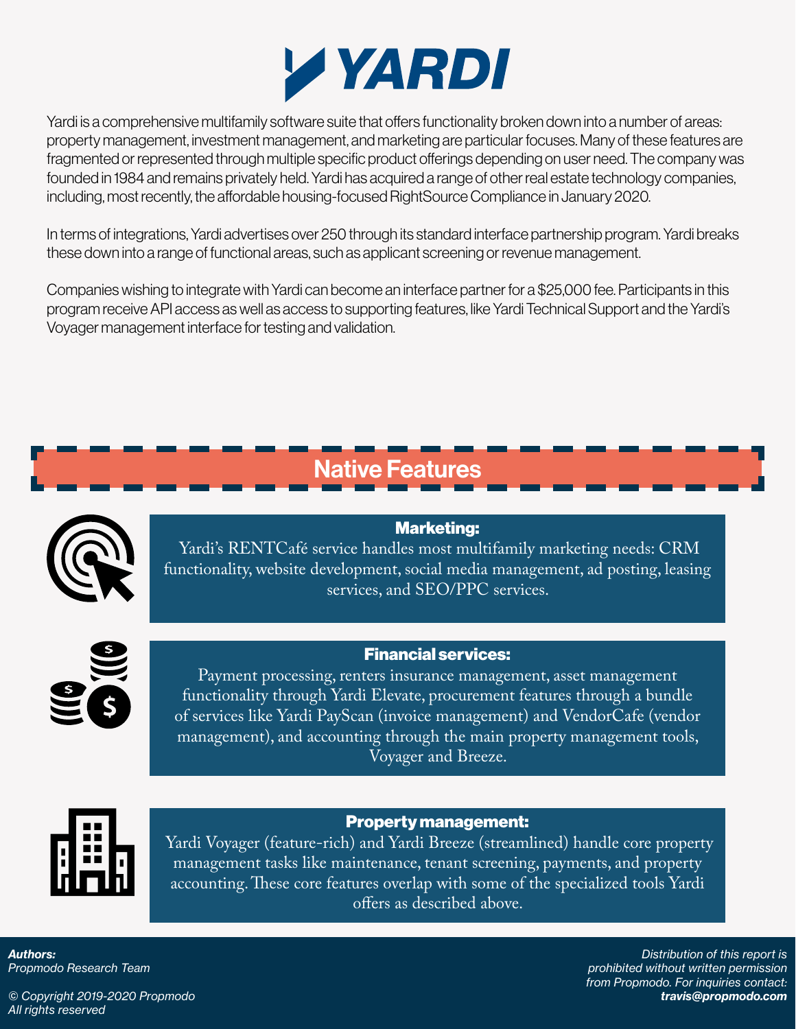# YARDI

Yardi is a comprehensive multifamily software suite that offers functionality broken down into a number of areas: property management, investment management, and marketing are particular focuses. Many of these features are fragmented or represented through multiple specific product offerings depending on user need. The company was founded in 1984 and remains privately held. Yardi has acquired a range of other real estate technology companies, including, most recently, the affordable housing-focused RightSource Compliance in January 2020.

In terms of integrations, Yardi advertises over 250 through its standard interface partnership program. Yardi breaks these down into a range of functional areas, such as applicant screening or revenue management.

Companies wishing to integrate with Yardi can become an interface partner for a $25,000 fee. Participants in this program receive API access as well as access to supporting features, like Yardi Technical Support and the Yardi's Voyager management interface for testing and validation.

## Native Features

### Marketing:

Yardi's RENTCafé service handles most multifamily marketing needs: CRM functionality, website development, social media management, ad posting, leasing services, and SEO/PPC services.

### Financial services:

Payment processing, renters insurance management, asset management functionality through Yardi Elevate, procurement features through a bundle of services like Yardi PayScan (invoice management) and VendorCafe (vendor management), and accounting through the main property management tools, Voyager and Breeze.

### Property management:

Yardi Voyager (feature-rich) and Yardi Breeze (streamlined) handle core property management tasks like maintenance, tenant screening, payments, and property accounting. These core features overlap with some of the specialized tools Yardi offers as described above.

***Authors:***
*Propmodo Research Team*

*© Copyright 2019-2020 Propmodo*
*All rights reserved*

*Distribution of this report is prohibited without written permission from Propmodo. For inquiries contact:* ***travis@propmodo.com***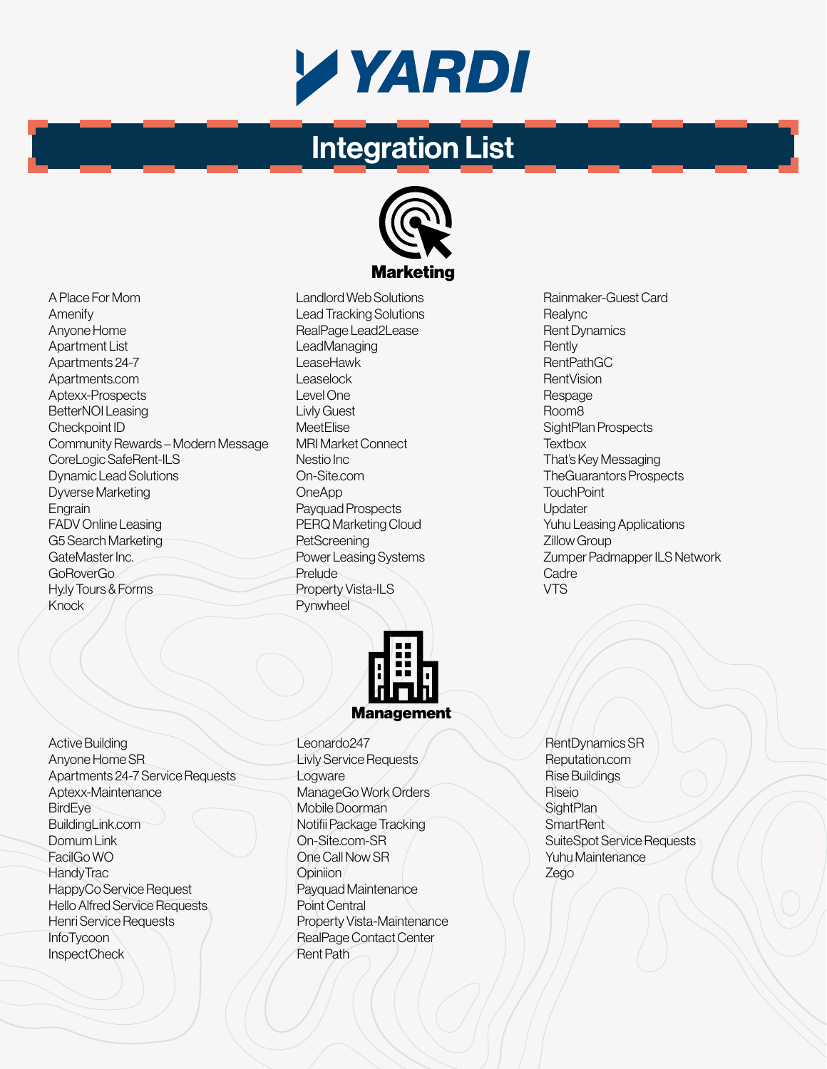# YARDI

## Integration List

### Marketing

- A Place For Mom
- Amenify
- Anyone Home
- Apartment List
- Apartments 24-7
- Apartments.com
- Aptexx-Prospects
- BetterNOI Leasing
- Checkpoint ID
- Community Rewards – Modern Message
- CoreLogic SafeRent-ILS
- Dynamic Lead Solutions
- Dyverse Marketing
- Engrain
- FADV Online Leasing
- G5 Search Marketing
- GateMaster Inc.
- GoRoverGo
- Hy.ly Tours & Forms
- Knock
- Landlord Web Solutions
- Lead Tracking Solutions
- RealPage Lead2Lease
- LeadManaging
- LeaseHawk
- Leaselock
- Level One
- Livly Guest
- MeetElise
- MRI Market Connect
- Nestio Inc
- On-Site.com
- OneApp
- Payquad Prospects
- PERQ Marketing Cloud
- PetScreening
- Power Leasing Systems
- Prelude
- Property Vista-ILS
- Pynwheel
- Rainmaker-Guest Card
- Realync
- Rent Dynamics
- Rently
- RentPathGC
- RentVision
- Respage
- Room8
- SightPlan Prospects
- Textbox
- That's Key Messaging
- TheGuarantors Prospects
- TouchPoint
- Updater
- Yuhu Leasing Applications
- Zillow Group
- Zumper Padmapper ILS Network
- Cadre
- VTS

### Management

- Active Building
- Anyone Home SR
- Apartments 24-7 Service Requests
- Aptexx-Maintenance
- BirdEye
- BuildingLink.com
- Domum Link
- FacilGo WO
- HandyTrac
- HappyCo Service Request
- Hello Alfred Service Requests
- Henri Service Requests
- InfoTycoon
- InspectCheck
- Leonardo247
- Livly Service Requests
- Logware
- ManageGo Work Orders
- Mobile Doorman
- Notifii Package Tracking
- On-Site.com-SR
- One Call Now SR
- Opiniion
- Payquad Maintenance
- Point Central
- Property Vista-Maintenance
- RealPage Contact Center
- Rent Path
- RentDynamics SR
- Reputation.com
- Rise Buildings
- Riseio
- SightPlan
- SmartRent
- SuiteSpot Service Requests
- Yuhu Maintenance
- Zego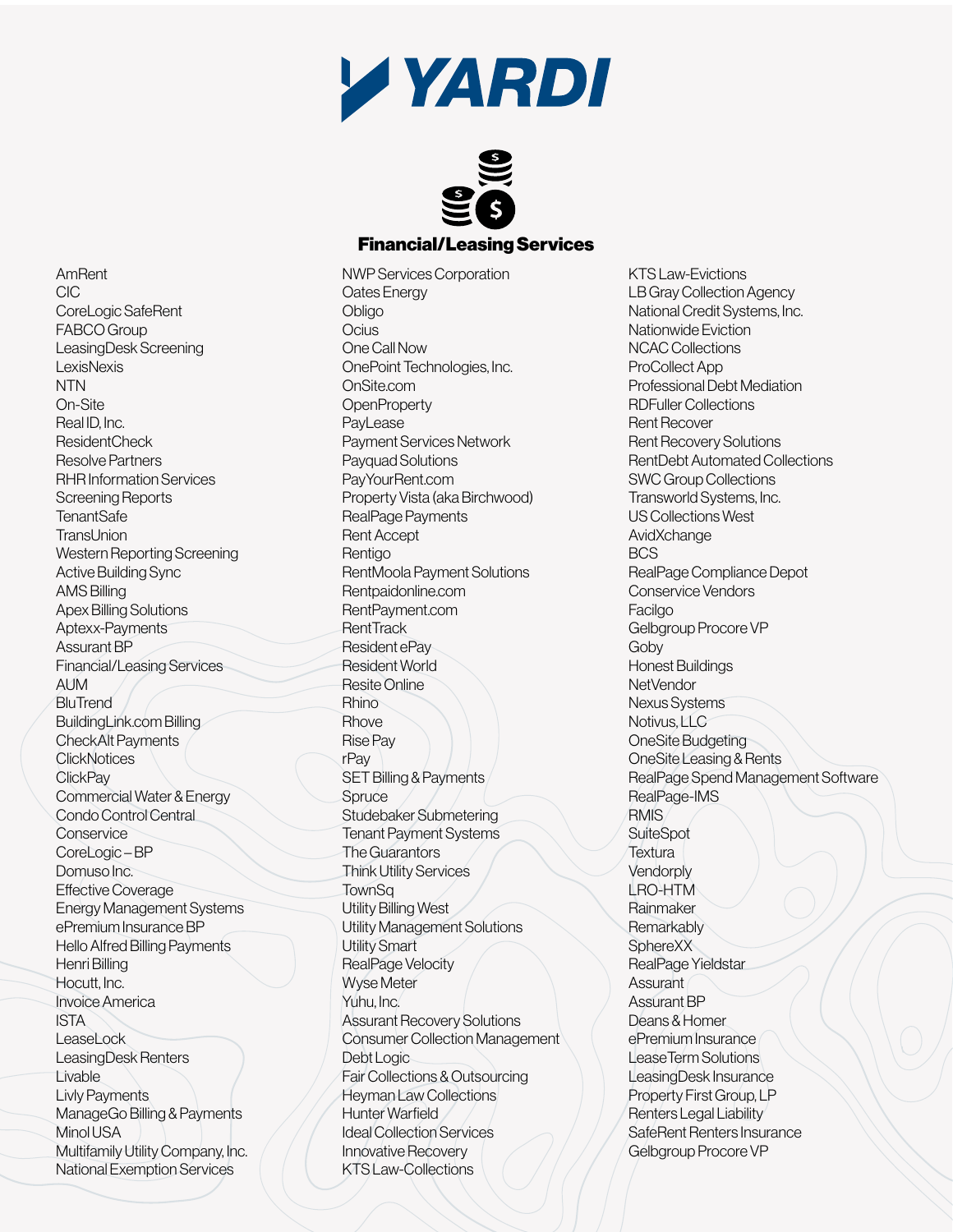# YARDI

## Financial/Leasing Services

- AmRent
- CIC
- CoreLogic SafeRent
- FABCO Group
- LeasingDesk Screening
- LexisNexis
- NTN
- On-Site
- Real ID, Inc.
- ResidentCheck
- Resolve Partners
- RHR Information Services
- Screening Reports
- TenantSafe
- TransUnion
- Western Reporting Screening
- Active Building Sync
- AMS Billing
- Apex Billing Solutions
- Aptexx-Payments
- Assurant BP
- Financial/Leasing Services
- AUM
- BluTrend
- BuildingLink.com Billing
- CheckAlt Payments
- ClickNotices
- ClickPay
- Commercial Water & Energy
- Condo Control Central
- Conservice
- CoreLogic – BP
- Domuso Inc.
- Effective Coverage
- Energy Management Systems
- ePremium Insurance BP
- Hello Alfred Billing Payments
- Henri Billing
- Hocutt, Inc.
- Invoice America
- ISTA
- LeaseLock
- LeasingDesk Renters
- Livable
- Livly Payments
- ManageGo Billing & Payments
- Minol USA
- Multifamily Utility Company, Inc.
- National Exemption Services
- NWP Services Corporation
- Oates Energy
- Obligo
- Ocius
- One Call Now
- OnePoint Technologies, Inc.
- OnSite.com
- OpenProperty
- PayLease
- Payment Services Network
- Payquad Solutions
- PayYourRent.com
- Property Vista (aka Birchwood)
- RealPage Payments
- Rent Accept
- Rentigo
- RentMoola Payment Solutions
- Rentpaidonline.com
- RentPayment.com
- RentTrack
- Resident ePay
- Resident World
- Resite Online
- Rhino
- Rhove
- Rise Pay
- rPay
- SET Billing & Payments
- Spruce
- Studebaker Submetering
- Tenant Payment Systems
- The Guarantors
- Think Utility Services
- TownSq
- Utility Billing West
- Utility Management Solutions
- Utility Smart
- RealPage Velocity
- Wyse Meter
- Yuhu, Inc.
- Assurant Recovery Solutions
- Consumer Collection Management
- Debt Logic
- Fair Collections & Outsourcing
- Heyman Law Collections
- Hunter Warfield
- Ideal Collection Services
- Innovative Recovery
- KTS Law-Collections
- KTS Law-Evictions
- LB Gray Collection Agency
- National Credit Systems, Inc.
- Nationwide Eviction
- NCAC Collections
- ProCollect App
- Professional Debt Mediation
- RDFuller Collections
- Rent Recover
- Rent Recovery Solutions
- RentDebt Automated Collections
- SWC Group Collections
- Transworld Systems, Inc.
- US Collections West
- AvidXchange
- BCS
- RealPage Compliance Depot
- Conservice Vendors
- Facilgo
- Gelbgroup Procore VP
- Goby
- Honest Buildings
- NetVendor
- Nexus Systems
- Notivus, LLC
- OneSite Budgeting
- OneSite Leasing & Rents
- RealPage Spend Management Software
- RealPage-IMS
- RMIS
- SuiteSpot
- Textura
- Vendorply
- LRO-HTM
- Rainmaker
- Remarkably
- SphereXX
- RealPage Yieldstar
- Assurant
- Assurant BP
- Deans & Homer
- ePremium Insurance
- LeaseTerm Solutions
- LeasingDesk Insurance
- Property First Group, LP
- Renters Legal Liability
- SafeRent Renters Insurance
- Gelbgroup Procore VP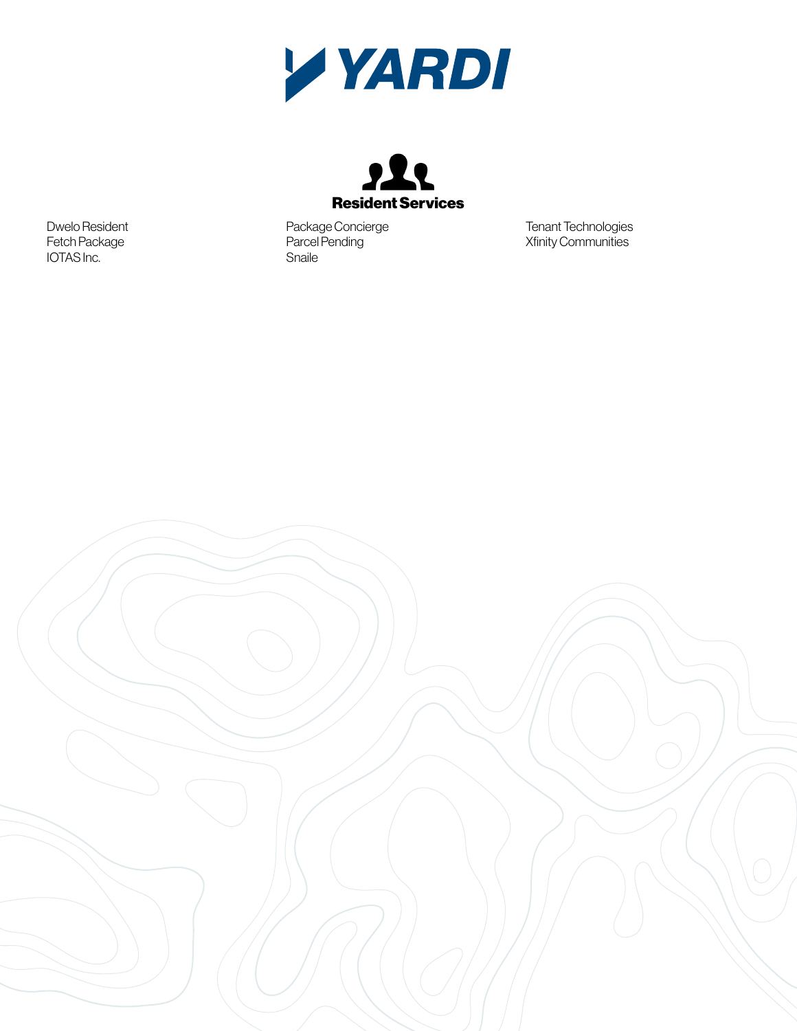# YARDI

## Resident Services

Dwelo Resident
Fetch Package
IOTAS Inc.
Package Concierge
Parcel Pending
Snaile
Tenant Technologies
Xfinity Communities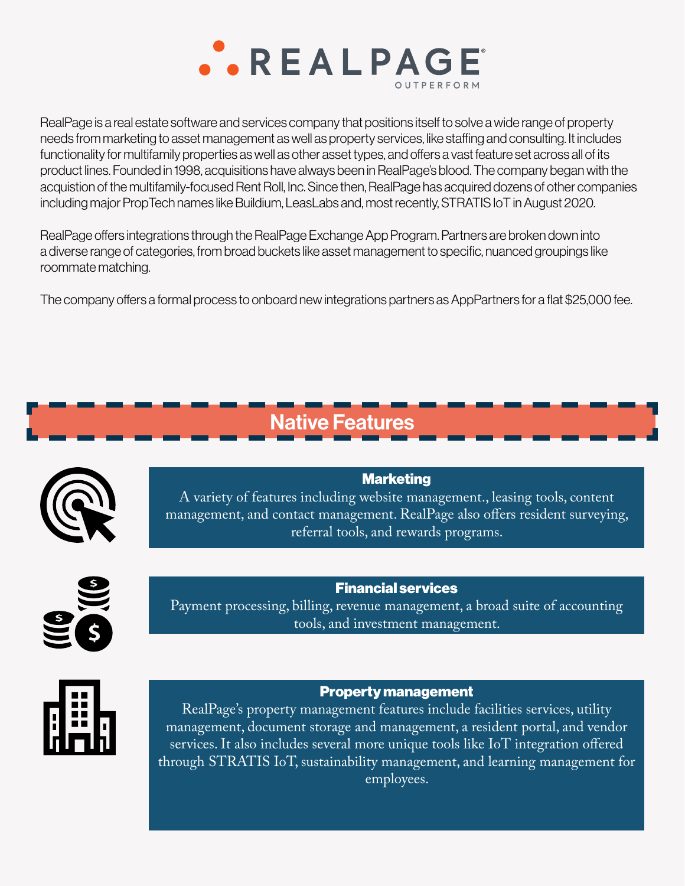# REALPAGE

OUTPERFORM

RealPage is a real estate software and services company that positions itself to solve a wide range of property needs from marketing to asset management as well as property services, like staffing and consulting. It includes functionality for multifamily properties as well as other asset types, and offers a vast feature set across all of its product lines. Founded in 1998, acquisitions have always been in RealPage's blood. The company began with the acquistion of the multifamily-focused Rent Roll, Inc. Since then, RealPage has acquired dozens of other companies including major PropTech names like Buildium, LeasLabs and, most recently, STRATIS IoT in August 2020.

RealPage offers integrations through the RealPage Exchange App Program. Partners are broken down into a diverse range of categories, from broad buckets like asset management to specific, nuanced groupings like roommate matching.

The company offers a formal process to onboard new integrations partners as AppPartners for a flat $25,000 fee.

## Native Features

### Marketing

A variety of features including website management., leasing tools, content management, and contact management. RealPage also offers resident surveying, referral tools, and rewards programs.

### Financial services

Payment processing, billing, revenue management, a broad suite of accounting tools, and investment management.

### Property management

RealPage's property management features include facilities services, utility management, document storage and management, a resident portal, and vendor services. It also includes several more unique tools like IoT integration offered through STRATIS IoT, sustainability management, and learning management for employees.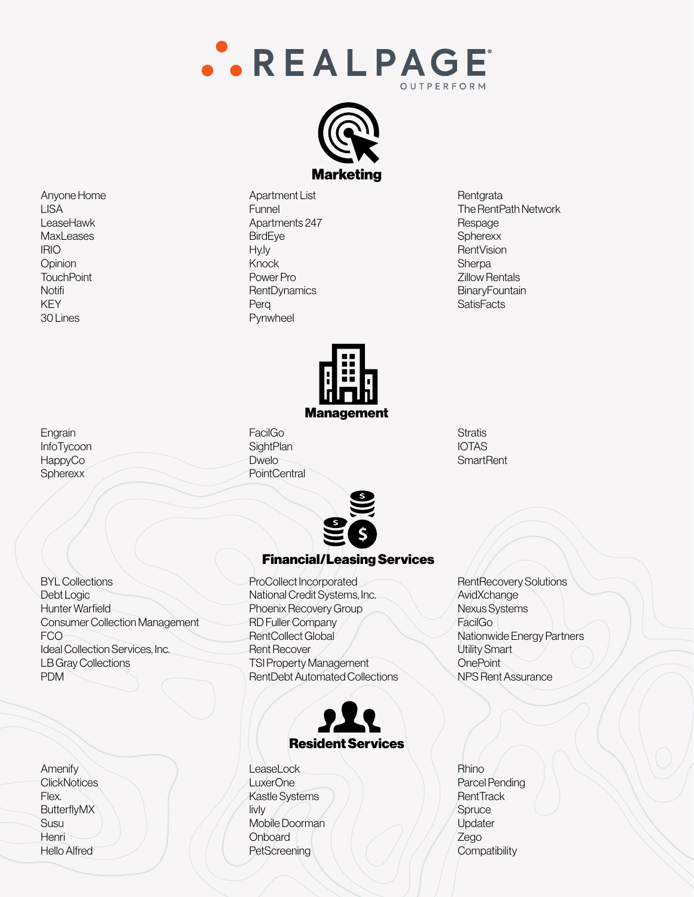REALPAGE
OUTPERFORM

## Marketing

- Anyone Home
- LISA
- LeaseHawk
- MaxLeases
- IRIO
- Opinion
- TouchPoint
- Notifi
- KEY
- 30 Lines
- Apartment List
- Funnel
- Apartments 247
- BirdEye
- Hy.ly
- Knock
- Power Pro
- RentDynamics
- Perq
- Pynwheel
- Rentgrata
- The RentPath Network
- Respage
- Spherexx
- RentVision
- Sherpa
- Zillow Rentals
- BinaryFountain
- SatisFacts

## Management

- Engrain
- InfoTycoon
- HappyCo
- Spherexx
- FacilGo
- SightPlan
- Dwelo
- PointCentral
- Stratis
- IOTAS
- SmartRent

## Financial/Leasing Services

- BYL Collections
- Debt Logic
- Hunter Warfield
- Consumer Collection Management
- FCO
- Ideal Collection Services, Inc.
- LB Gray Collections
- PDM
- ProCollect Incorporated
- National Credit Systems, Inc.
- Phoenix Recovery Group
- RD Fuller Company
- RentCollect Global
- Rent Recover
- TSI Property Management
- RentDebt Automated Collections
- RentRecovery Solutions
- AvidXchange
- Nexus Systems
- FacilGo
- Nationwide Energy Partners
- Utility Smart
- OnePoint
- NPS Rent Assurance

## Resident Services

- Amenify
- ClickNotices
- Flex.
- ButterflyMX
- Susu
- Henri
- Hello Alfred
- LeaseLock
- LuxerOne
- Kastle Systems
- livly
- Mobile Doorman
- Onboard
- PetScreening
- Rhino
- Parcel Pending
- RentTrack
- Spruce
- Updater
- Zego
- Compatibility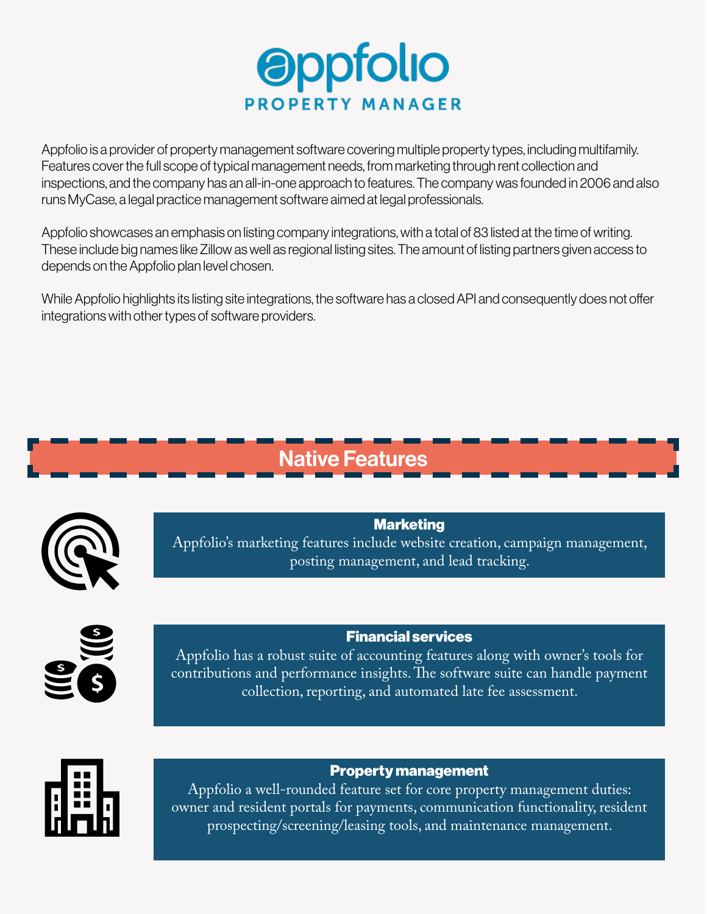# appfolio

## PROPERTY MANAGER

Appfolio is a provider of property management software covering multiple property types, including multifamily. Features cover the full scope of typical management needs, from marketing through rent collection and inspections, and the company has an all-in-one approach to features. The company was founded in 2006 and also runs MyCase, a legal practice management software aimed at legal professionals.

Appfolio showcases an emphasis on listing company integrations, with a total of 83 listed at the time of writing. These include big names like Zillow as well as regional listing sites. The amount of listing partners given access to depends on the Appfolio plan level chosen.

While Appfolio highlights its listing site integrations, the software has a closed API and consequently does not offer integrations with other types of software providers.

## Native Features

### Marketing

Appfolio's marketing features include website creation, campaign management, posting management, and lead tracking.

### Financial services

Appfolio has a robust suite of accounting features along with owner's tools for contributions and performance insights. The software suite can handle payment collection, reporting, and automated late fee assessment.

### Property management

Appfolio a well-rounded feature set for core property management duties: owner and resident portals for payments, communication functionality, resident prospecting/screening/leasing tools, and maintenance management.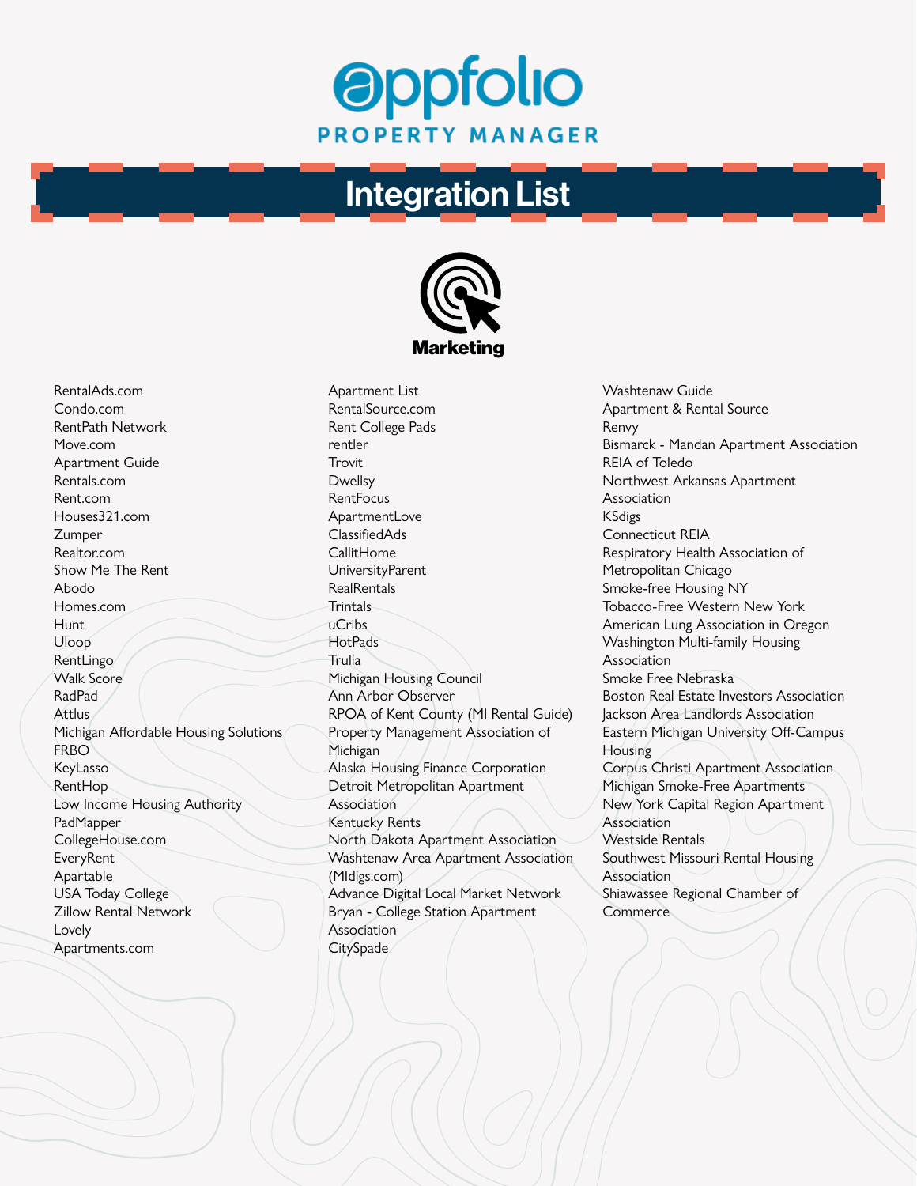# appfolio PROPERTY MANAGER

## Integration List

### Marketing

- RentalAds.com
- Condo.com
- RentPath Network
- Move.com
- Apartment Guide
- Rentals.com
- Rent.com
- Houses321.com
- Zumper
- Realtor.com
- Show Me The Rent
- Abodo
- Homes.com
- Hunt
- Uloop
- RentLingo
- Walk Score
- RadPad
- Attlus
- Michigan Affordable Housing Solutions
- FRBO
- KeyLasso
- RentHop
- Low Income Housing Authority
- PadMapper
- CollegeHouse.com
- EveryRent
- Apartable
- USA Today College
- Zillow Rental Network
- Lovely
- Apartments.com
- Apartment List
- RentalSource.com
- Rent College Pads
- rentler
- Trovit
- Dwellsy
- RentFocus
- ApartmentLove
- ClassifiedAds
- CallitHome
- UniversityParent
- RealRentals
- Trintals
- uCribs
- HotPads
- Trulia
- Michigan Housing Council
- Ann Arbor Observer
- RPOA of Kent County (MI Rental Guide)
- Property Management Association of Michigan
- Alaska Housing Finance Corporation
- Detroit Metropolitan Apartment Association
- Kentucky Rents
- North Dakota Apartment Association
- Washtenaw Area Apartment Association (MIdigs.com)
- Advance Digital Local Market Network
- Bryan - College Station Apartment Association
- CitySpade
- Washtenaw Guide
- Apartment & Rental Source
- Renvy
- Bismarck - Mandan Apartment Association
- REIA of Toledo
- Northwest Arkansas Apartment Association
- KSdigs
- Connecticut REIA
- Respiratory Health Association of Metropolitan Chicago
- Smoke-free Housing NY
- Tobacco-Free Western New York
- American Lung Association in Oregon
- Washington Multi-family Housing Association
- Smoke Free Nebraska
- Boston Real Estate Investors Association
- Jackson Area Landlords Association
- Eastern Michigan University Off-Campus Housing
- Corpus Christi Apartment Association
- Michigan Smoke-Free Apartments
- New York Capital Region Apartment Association
- Westside Rentals
- Southwest Missouri Rental Housing Association
- Shiawassee Regional Chamber of Commerce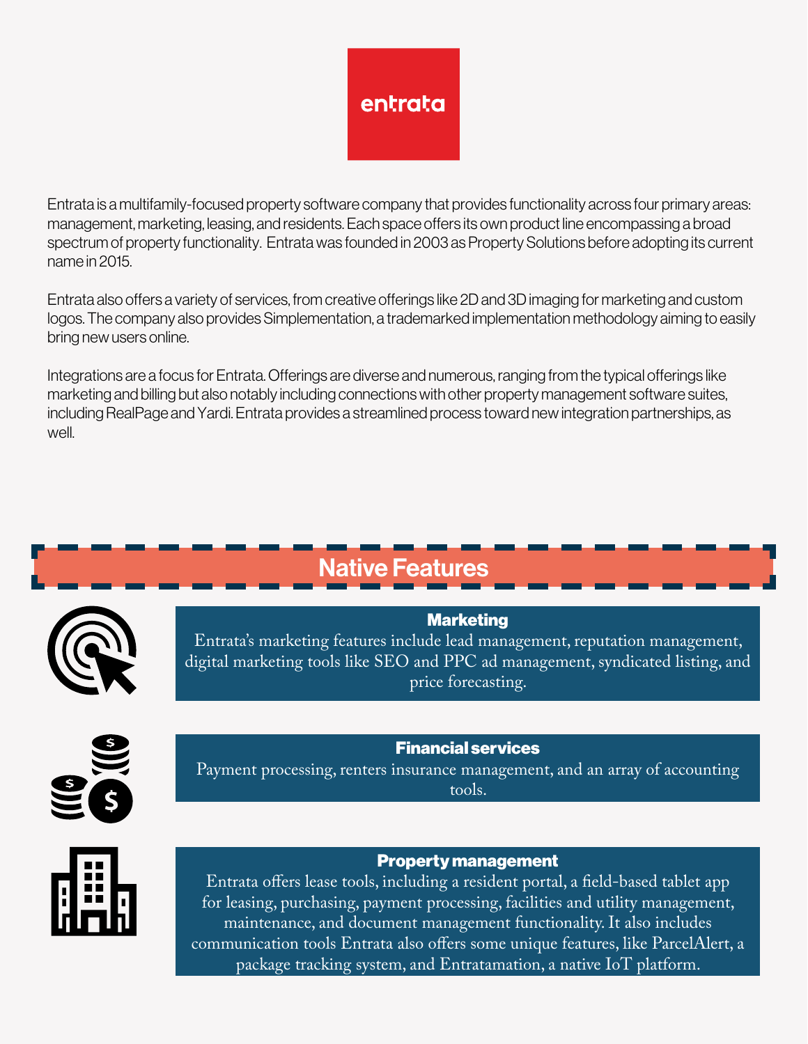entrata

Entrata is a multifamily-focused property software company that provides functionality across four primary areas: management, marketing, leasing, and residents. Each space offers its own product line encompassing a broad spectrum of property functionality. Entrata was founded in 2003 as Property Solutions before adopting its current name in 2015.

Entrata also offers a variety of services, from creative offerings like 2D and 3D imaging for marketing and custom logos. The company also provides Simplementation, a trademarked implementation methodology aiming to easily bring new users online.

Integrations are a focus for Entrata. Offerings are diverse and numerous, ranging from the typical offerings like marketing and billing but also notably including connections with other property management software suites, including RealPage and Yardi. Entrata provides a streamlined process toward new integration partnerships, as well.

## Native Features

### Marketing

Entrata's marketing features include lead management, reputation management, digital marketing tools like SEO and PPC ad management, syndicated listing, and price forecasting.

### Financial services

Payment processing, renters insurance management, and an array of accounting tools.

### Property management

Entrata offers lease tools, including a resident portal, a field-based tablet app for leasing, purchasing, payment processing, facilities and utility management, maintenance, and document management functionality. It also includes communication tools Entrata also offers some unique features, like ParcelAlert, a package tracking system, and Entratamation, a native IoT platform.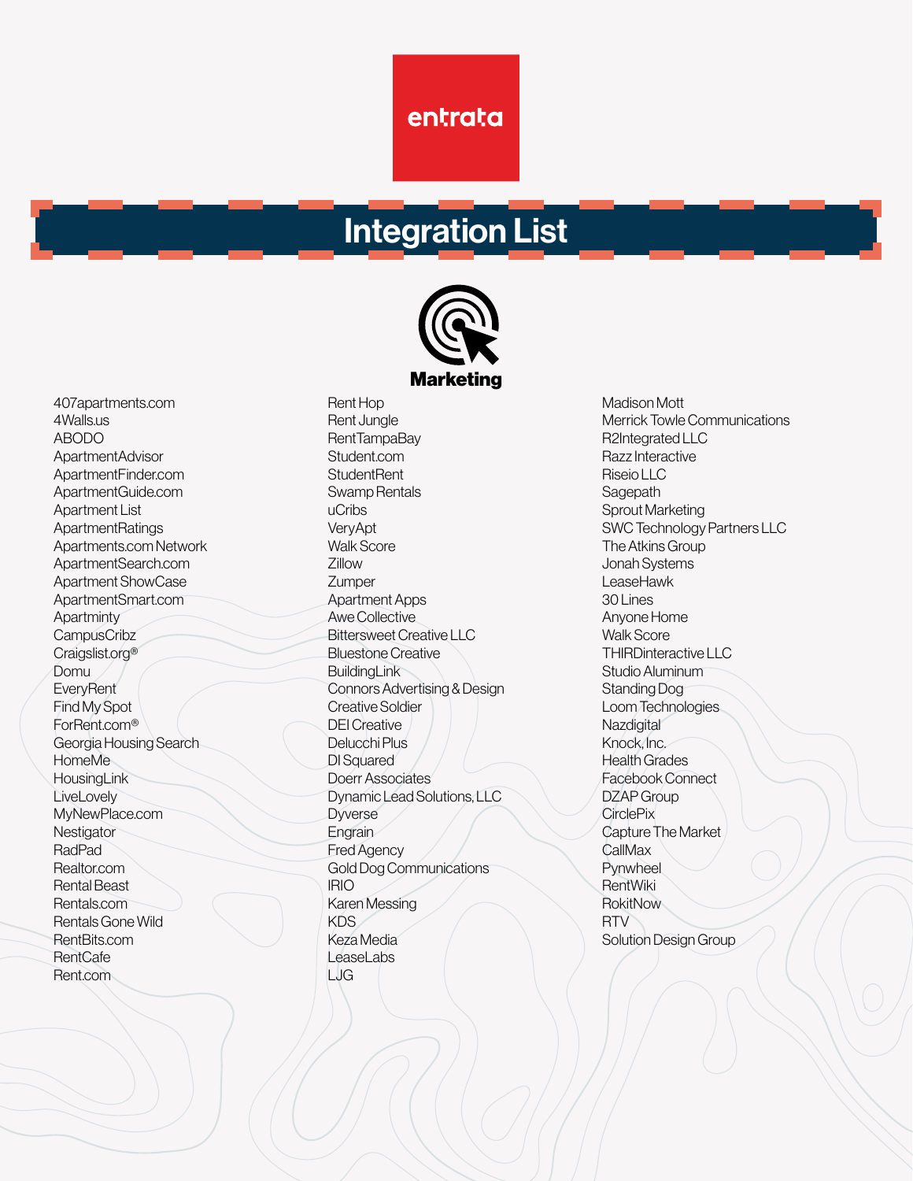entrata

# Integration List

## Marketing

- 407apartments.com
- 4Walls.us
- ABODO
- ApartmentAdvisor
- ApartmentFinder.com
- ApartmentGuide.com
- Apartment List
- ApartmentRatings
- Apartments.com Network
- ApartmentSearch.com
- Apartment ShowCase
- ApartmentSmart.com
- Apartminty
- CampusCribz
- Craigslist.org®
- Domu
- EveryRent
- Find My Spot
- ForRent.com®
- Georgia Housing Search
- HomeMe
- HousingLink
- LiveLovely
- MyNewPlace.com
- Nestigator
- RadPad
- Realtor.com
- Rental Beast
- Rentals.com
- Rentals Gone Wild
- RentBits.com
- RentCafe
- Rent.com
- Rent Hop
- Rent Jungle
- RentTampaBay
- Student.com
- StudentRent
- Swamp Rentals
- uCribs
- VeryApt
- Walk Score
- Zillow
- Zumper
- Apartment Apps
- Awe Collective
- Bittersweet Creative LLC
- Bluestone Creative
- BuildingLink
- Connors Advertising & Design
- Creative Soldier
- DEI Creative
- Delucchi Plus
- DI Squared
- Doerr Associates
- Dynamic Lead Solutions, LLC
- Dyverse
- Engrain
- Fred Agency
- Gold Dog Communications
- IRIO
- Karen Messing
- KDS
- Keza Media
- LeaseLabs
- LJG
- Madison Mott
- Merrick Towle Communications
- R2Integrated LLC
- Razz Interactive
- Riseio LLC
- Sagepath
- Sprout Marketing
- SWC Technology Partners LLC
- The Atkins Group
- Jonah Systems
- LeaseHawk
- 30 Lines
- Anyone Home
- Walk Score
- THIRDinteractive LLC
- Studio Aluminum
- Standing Dog
- Loom Technologies
- Nazdigital
- Knock, Inc.
- Health Grades
- Facebook Connect
- DZAP Group
- CirclePix
- Capture The Market
- CallMax
- Pynwheel
- RentWiki
- RokitNow
- RTV
- Solution Design Group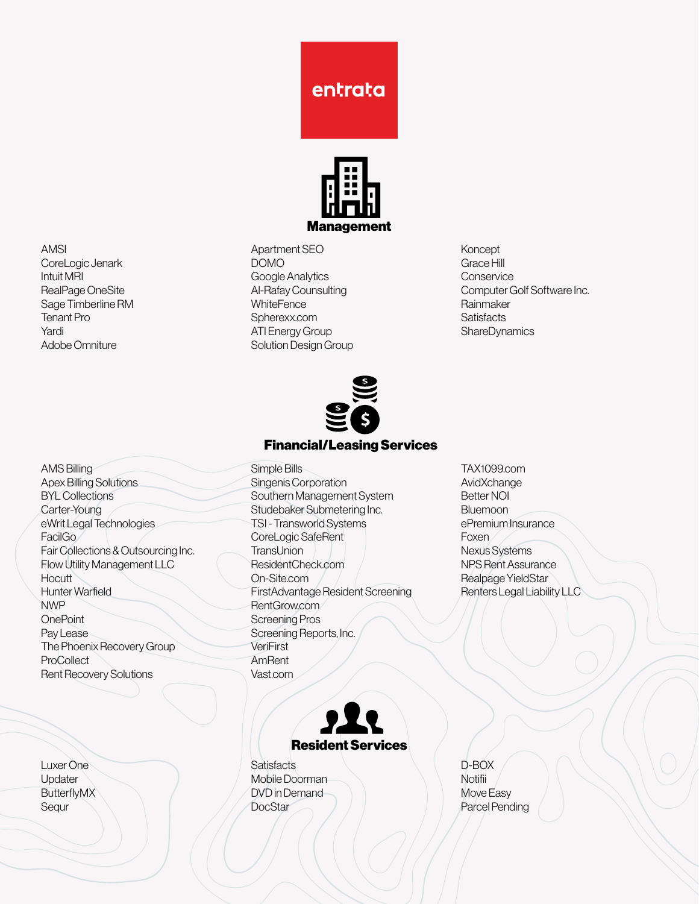entrata

## Management

- AMSI
- CoreLogic Jenark
- Intuit MRI
- RealPage OneSite
- Sage Timberline RM
- Tenant Pro
- Yardi
- Adobe Omniture
- Apartment SEO
- DOMO
- Google Analytics
- Al-Rafay Counsulting
- WhiteFence
- Spherexx.com
- ATI Energy Group
- Solution Design Group
- Koncept
- Grace Hill
- Conservice
- Computer Golf Software Inc.
- Rainmaker
- Satisfacts
- ShareDynamics

## Financial/Leasing Services

- AMS Billing
- Apex Billing Solutions
- BYL Collections
- Carter-Young
- eWrit Legal Technologies
- FaciIGo
- Fair Collections & Outsourcing Inc.
- Flow Utility Management LLC
- Hocutt
- Hunter Warfield
- NWP
- OnePoint
- Pay Lease
- The Phoenix Recovery Group
- ProCollect
- Rent Recovery Solutions
- Simple Bills
- Singenis Corporation
- Southern Management System
- Studebaker Submetering Inc.
- TSI - Transworld Systems
- CoreLogic SafeRent
- TransUnion
- ResidentCheck.com
- On-Site.com
- FirstAdvantage Resident Screening
- RentGrow.com
- Screening Pros
- Screening Reports, Inc.
- VeriFirst
- AmRent
- Vast.com
- TAX1099.com
- AvidXchange
- Better NOI
- Bluemoon
- ePremium Insurance
- Foxen
- Nexus Systems
- NPS Rent Assurance
- Realpage YieldStar
- Renters Legal Liability LLC

## Resident Services

- Luxer One
- Updater
- ButterflyMX
- Sequr
- Satisfacts
- Mobile Doorman
- DVD in Demand
- DocStar
- D-BOX
- Notifii
- Move Easy
- Parcel Pending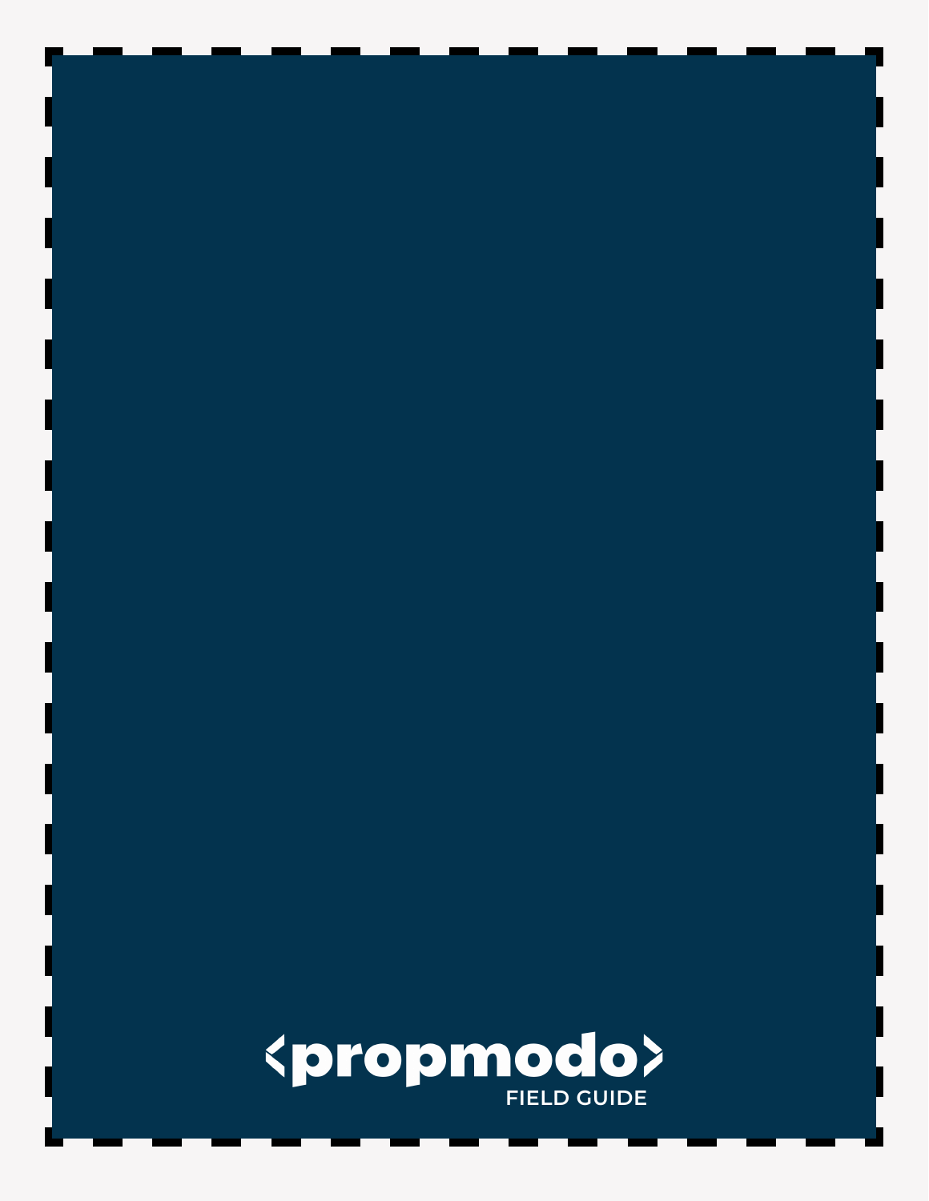<propmodo>

FIELD GUIDE